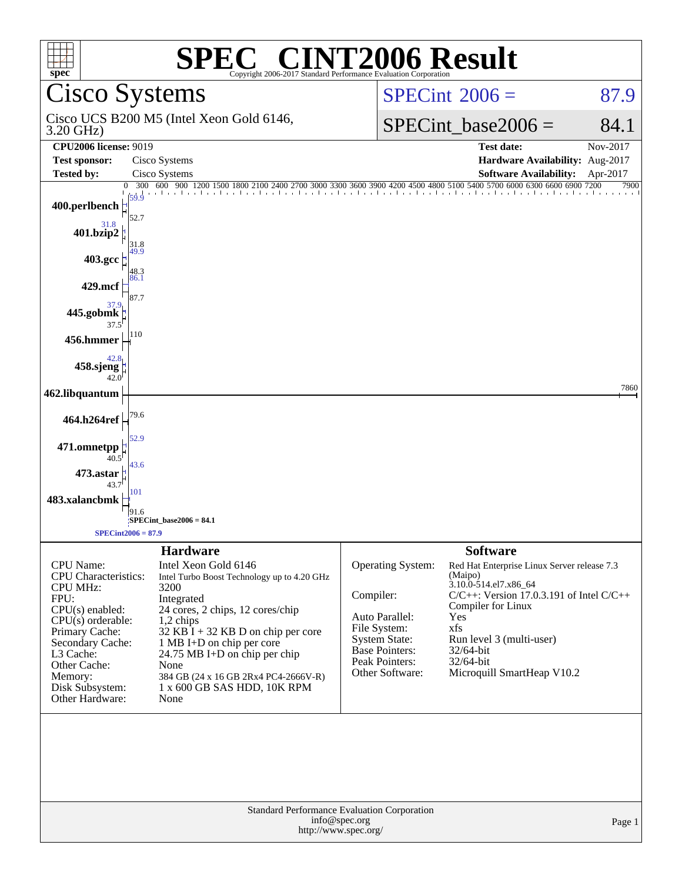# SPEC CINT2006 Result

Copyright 2006-2017 Standard Performance Evaluation Corporation

## Cisco Systems

Cisco UCS B200 M5 (Intel Xeon Gold 6146, 3.20 GHz)

**SPECint 2006 = 87.9**

**SPECint_base2006 = 84.1**

| | | | |
|---|---|---|---|
| **CPU2006 license:** 9019 | | **Test date:** | Nov-2017 |
| **Test sponsor:** | Cisco Systems | **Hardware Availability:** | Aug-2017 |
| **Tested by:** | Cisco Systems | **Software Availability:** | Apr-2017 |

| Benchmark | Peak | Base |
|---|---|---|
| 400.perlbench | 59.9 | 52.7 |
| 401.bzip2 | 31.8 | 31.8 |
| 403.gcc | 49.9 | 48.3 |
| 429.mcf | 86.1 | 87.7 |
| 445.gobmk | 37.9 | 37.5 |
| 456.hmmer | | 110 |
| 458.sjeng | 42.8 | 42.0 |
| 462.libquantum | | 7860 |
| 464.h264ref | | 79.6 |
| 471.omnetpp | 52.9 | 40.5 |
| 473.astar | 43.6 | 43.7 |
| 483.xalancbmk | 101 | 91.6 |

SPECint_base2006 = 84.1

SPECint2006 = 87.9

### Hardware

| | |
|---|---|
| CPU Name: | Intel Xeon Gold 6146 |
| CPU Characteristics: | Intel Turbo Boost Technology up to 4.20 GHz |
| CPU MHz: | 3200 |
| FPU: | Integrated |
| CPU(s) enabled: | 24 cores, 2 chips, 12 cores/chip |
| CPU(s) orderable: | 1,2 chips |
| Primary Cache: | 32 KB I + 32 KB D on chip per core |
| Secondary Cache: | 1 MB I+D on chip per core |
| L3 Cache: | 24.75 MB I+D on chip per chip |
| Other Cache: | None |
| Memory: | 384 GB (24 x 16 GB 2Rx4 PC4-2666V-R) |
| Disk Subsystem: | 1 x 600 GB SAS HDD, 10K RPM |
| Other Hardware: | None |

### Software

| | |
|---|---|
| Operating System: | Red Hat Enterprise Linux Server release 7.3 (Maipo) 3.10.0-514.el7.x86_64 |
| Compiler: | C/C++: Version 17.0.3.191 of Intel C/C++ Compiler for Linux |
| Auto Parallel: | Yes |
| File System: | xfs |
| System State: | Run level 3 (multi-user) |
| Base Pointers: | 32/64-bit |
| Peak Pointers: | 32/64-bit |
| Other Software: | Microquill SmartHeap V10.2 |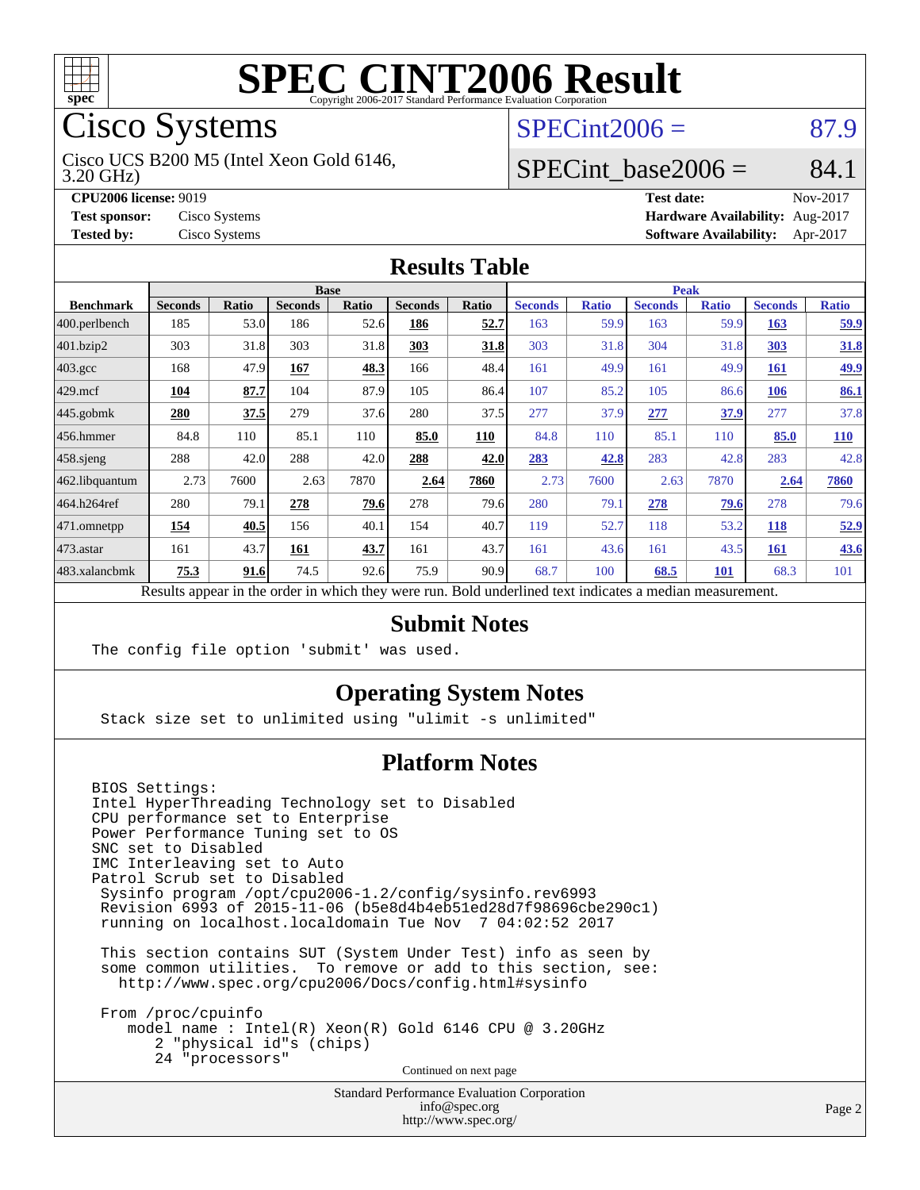# SPEC CINT2006 Result

Copyright 2006-2017 Standard Performance Evaluation Corporation

## Cisco Systems

Cisco UCS B200 M5 (Intel Xeon Gold 6146, 3.20 GHz)

SPECint2006 = 87.9

SPECint_base2006 = 84.1

**CPU2006 license:** 9019 | **Test date:** Nov-2017
**Test sponsor:** Cisco Systems | **Hardware Availability:** Aug-2017
**Tested by:** Cisco Systems | **Software Availability:** Apr-2017

## Results Table

| Benchmark | Base | | | | | | Peak | | | | | |
|---|---|---|---|---|---|---|---|---|---|---|---|---|
| | Seconds | Ratio | Seconds | Ratio | Seconds | Ratio | Seconds | Ratio | Seconds | Ratio | Seconds | Ratio |
| 400.perlbench | 185 | 53.0 | 186 | 52.6 | **186** | **52.7** | 163 | 59.9 | 163 | 59.9 | **163** | **59.9** |
| 401.bzip2 | 303 | 31.8 | 303 | 31.8 | **303** | **31.8** | 303 | 31.8 | 304 | 31.8 | **303** | **31.8** |
| 403.gcc | 168 | 47.9 | **167** | **48.3** | 166 | 48.4 | 161 | 49.9 | 161 | 49.9 | **161** | **49.9** |
| 429.mcf | **104** | **87.7** | 104 | 87.9 | 105 | 86.4 | 107 | 85.2 | 105 | 86.6 | **106** | **86.1** |
| 445.gobmk | **280** | **37.5** | 279 | 37.6 | 280 | 37.5 | 277 | 37.9 | **277** | **37.9** | 277 | 37.8 |
| 456.hmmer | 84.8 | 110 | 85.1 | 110 | **85.0** | **110** | 84.8 | 110 | 85.1 | 110 | **85.0** | **110** |
| 458.sjeng | 288 | 42.0 | 288 | 42.0 | **288** | **42.0** | **283** | **42.8** | 283 | 42.8 | 283 | 42.8 |
| 462.libquantum | 2.73 | 7600 | 2.63 | 7870 | **2.64** | **7860** | 2.73 | 7600 | 2.63 | 7870 | **2.64** | **7860** |
| 464.h264ref | 280 | 79.1 | **278** | **79.6** | 278 | 79.6 | 280 | 79.1 | **278** | **79.6** | 278 | 79.6 |
| 471.omnetpp | **154** | **40.5** | 156 | 40.1 | 154 | 40.7 | 119 | 52.7 | 118 | 53.2 | **118** | **52.9** |
| 473.astar | 161 | 43.7 | **161** | **43.7** | 161 | 43.7 | 161 | 43.6 | 161 | 43.5 | **161** | **43.6** |
| 483.xalancbmk | **75.3** | **91.6** | 74.5 | 92.6 | 75.9 | 90.9 | 68.7 | 100 | **68.5** | **101** | 68.3 | 101 |

Results appear in the order in which they were run. Bold underlined text indicates a median measurement.

## Submit Notes

```
The config file option 'submit' was used.
```

## Operating System Notes

```
Stack size set to unlimited using "ulimit -s unlimited"
```

## Platform Notes

```
BIOS Settings:
Intel HyperThreading Technology set to Disabled
CPU performance set to Enterprise
Power Performance Tuning set to OS
SNC set to Disabled
IMC Interleaving set to Auto
Patrol Scrub set to Disabled
 Sysinfo program /opt/cpu2006-1.2/config/sysinfo.rev6993
 Revision 6993 of 2015-11-06 (b5e8d4b4eb51ed28d7f98696cbe290c1)
 running on localhost.localdomain Tue Nov  7 04:02:52 2017

 This section contains SUT (System Under Test) info as seen by
 some common utilities.  To remove or add to this section, see:
   http://www.spec.org/cpu2006/Docs/config.html#sysinfo

 From /proc/cpuinfo
    model name : Intel(R) Xeon(R) Gold 6146 CPU @ 3.20GHz
       2 "physical id"s (chips)
       24 "processors"
```

Continued on next page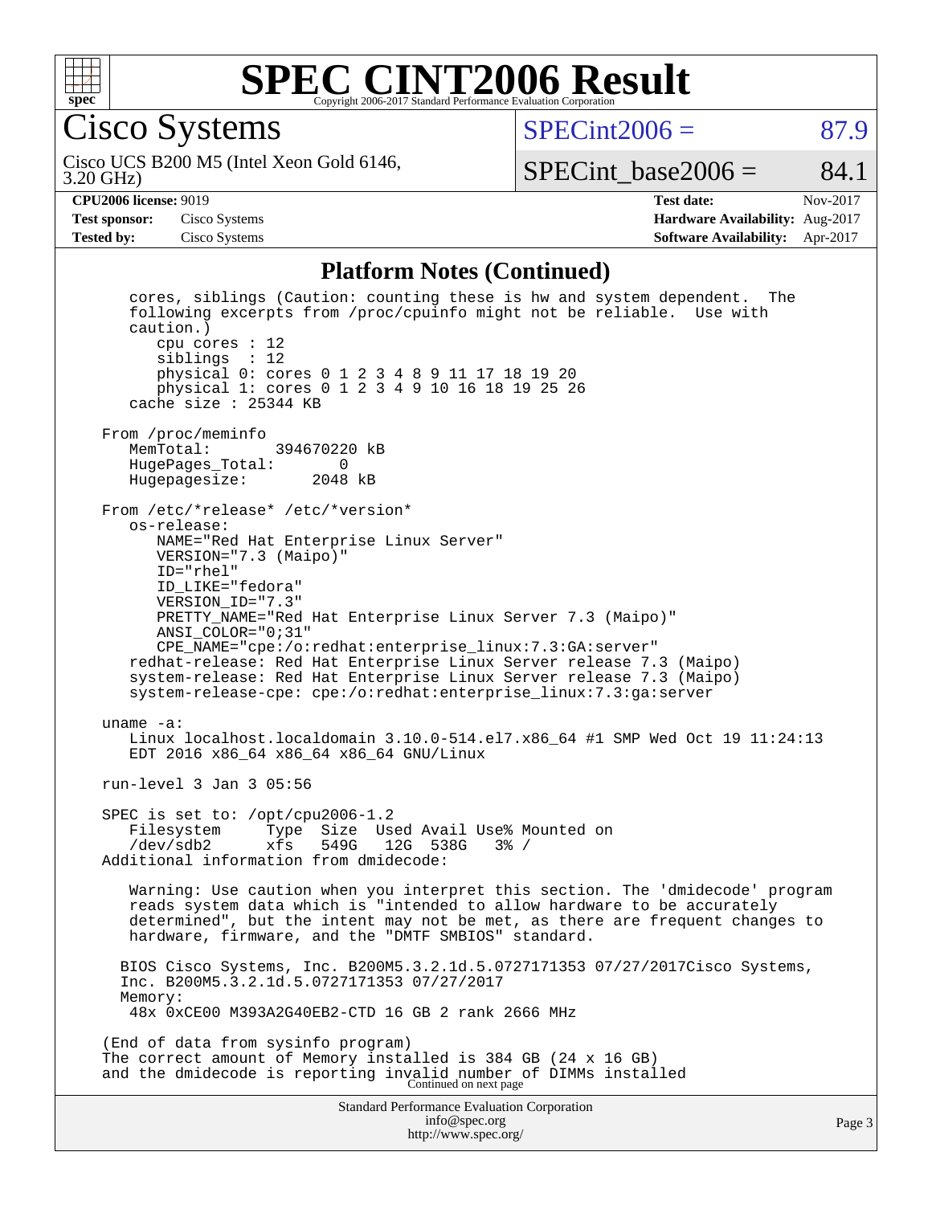# SPEC CINT2006 Result

Copyright 2006-2017 Standard Performance Evaluation Corporation

**Cisco Systems**

Cisco UCS B200 M5 (Intel Xeon Gold 6146, 3.20 GHz)

SPECint2006 = 87.9

SPECint_base2006 = 84.1

| | | | |
|---|---|---|---|
| **CPU2006 license:** 9019 | | **Test date:** | Nov-2017 |
| **Test sponsor:** | Cisco Systems | **Hardware Availability:** | Aug-2017 |
| **Tested by:** | Cisco Systems | **Software Availability:** | Apr-2017 |

## Platform Notes (Continued)

```
   cores, siblings (Caution: counting these is hw and system dependent.  The
   following excerpts from /proc/cpuinfo might not be reliable.  Use with
   caution.)
      cpu cores : 12
      siblings  : 12
      physical 0: cores 0 1 2 3 4 8 9 11 17 18 19 20
      physical 1: cores 0 1 2 3 4 9 10 16 18 19 25 26
   cache size : 25344 KB

From /proc/meminfo
   MemTotal:       394670220 kB
   HugePages_Total:       0
   Hugepagesize:       2048 kB

From /etc/*release* /etc/*version*
   os-release:
      NAME="Red Hat Enterprise Linux Server"
      VERSION="7.3 (Maipo)"
      ID="rhel"
      ID_LIKE="fedora"
      VERSION_ID="7.3"
      PRETTY_NAME="Red Hat Enterprise Linux Server 7.3 (Maipo)"
      ANSI_COLOR="0;31"
      CPE_NAME="cpe:/o:redhat:enterprise_linux:7.3:GA:server"
   redhat-release: Red Hat Enterprise Linux Server release 7.3 (Maipo)
   system-release: Red Hat Enterprise Linux Server release 7.3 (Maipo)
   system-release-cpe: cpe:/o:redhat:enterprise_linux:7.3:ga:server

uname -a:
   Linux localhost.localdomain 3.10.0-514.el7.x86_64 #1 SMP Wed Oct 19 11:24:13
   EDT 2016 x86_64 x86_64 x86_64 GNU/Linux

run-level 3 Jan 3 05:56

SPEC is set to: /opt/cpu2006-1.2
   Filesystem     Type  Size  Used Avail Use% Mounted on
   /dev/sdb2      xfs   549G   12G  538G   3% /
Additional information from dmidecode:

   Warning: Use caution when you interpret this section. The 'dmidecode' program
   reads system data which is "intended to allow hardware to be accurately
   determined", but the intent may not be met, as there are frequent changes to
   hardware, firmware, and the "DMTF SMBIOS" standard.

  BIOS Cisco Systems, Inc. B200M5.3.2.1d.5.0727171353 07/27/2017Cisco Systems,
  Inc. B200M5.3.2.1d.5.0727171353 07/27/2017
  Memory:
   48x 0xCE00 M393A2G40EB2-CTD 16 GB 2 rank 2666 MHz

(End of data from sysinfo program)
The correct amount of Memory installed is 384 GB (24 x 16 GB)
and the dmidecode is reporting invalid number of DIMMs installed
```

Continued on next page

Standard Performance Evaluation Corporation
info@spec.org
http://www.spec.org/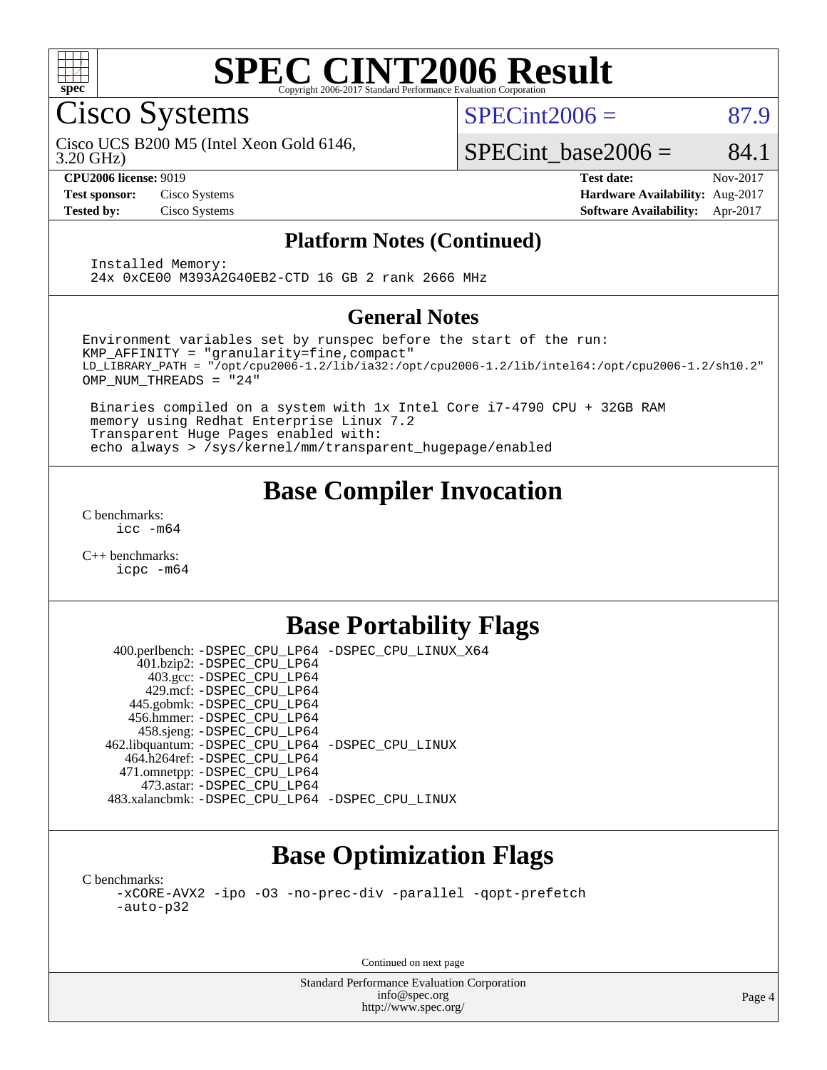# SPEC CINT2006 Result

Copyright 2006-2017 Standard Performance Evaluation Corporation

## Cisco Systems

Cisco UCS B200 M5 (Intel Xeon Gold 6146, 3.20 GHz)

SPECint2006 = 87.9

SPECint_base2006 = 84.1

**CPU2006 license:** 9019
**Test sponsor:** Cisco Systems
**Tested by:** Cisco Systems

**Test date:** Nov-2017
**Hardware Availability:** Aug-2017
**Software Availability:** Apr-2017

### Platform Notes (Continued)

```
Installed Memory:
24x 0xCE00 M393A2G40EB2-CTD 16 GB 2 rank 2666 MHz
```

### General Notes

```
Environment variables set by runspec before the start of the run:
KMP_AFFINITY = "granularity=fine,compact"
LD_LIBRARY_PATH = "/opt/cpu2006-1.2/lib/ia32:/opt/cpu2006-1.2/lib/intel64:/opt/cpu2006-1.2/sh10.2"
OMP_NUM_THREADS = "24"

 Binaries compiled on a system with 1x Intel Core i7-4790 CPU + 32GB RAM
 memory using Redhat Enterprise Linux 7.2
 Transparent Huge Pages enabled with:
 echo always > /sys/kernel/mm/transparent_hugepage/enabled
```

## Base Compiler Invocation

C benchmarks:
    icc -m64

C++ benchmarks:
    icpc -m64

## Base Portability Flags

| Benchmark | Flags |
|---|---|
| 400.perlbench: | -DSPEC_CPU_LP64 -DSPEC_CPU_LINUX_X64 |
| 401.bzip2: | -DSPEC_CPU_LP64 |
| 403.gcc: | -DSPEC_CPU_LP64 |
| 429.mcf: | -DSPEC_CPU_LP64 |
| 445.gobmk: | -DSPEC_CPU_LP64 |
| 456.hmmer: | -DSPEC_CPU_LP64 |
| 458.sjeng: | -DSPEC_CPU_LP64 |
| 462.libquantum: | -DSPEC_CPU_LP64 -DSPEC_CPU_LINUX |
| 464.h264ref: | -DSPEC_CPU_LP64 |
| 471.omnetpp: | -DSPEC_CPU_LP64 |
| 473.astar: | -DSPEC_CPU_LP64 |
| 483.xalancbmk: | -DSPEC_CPU_LP64 -DSPEC_CPU_LINUX |

## Base Optimization Flags

C benchmarks:
    -xCORE-AVX2 -ipo -O3 -no-prec-div -parallel -qopt-prefetch
    -auto-p32

Continued on next page

Standard Performance Evaluation Corporation
info@spec.org
http://www.spec.org/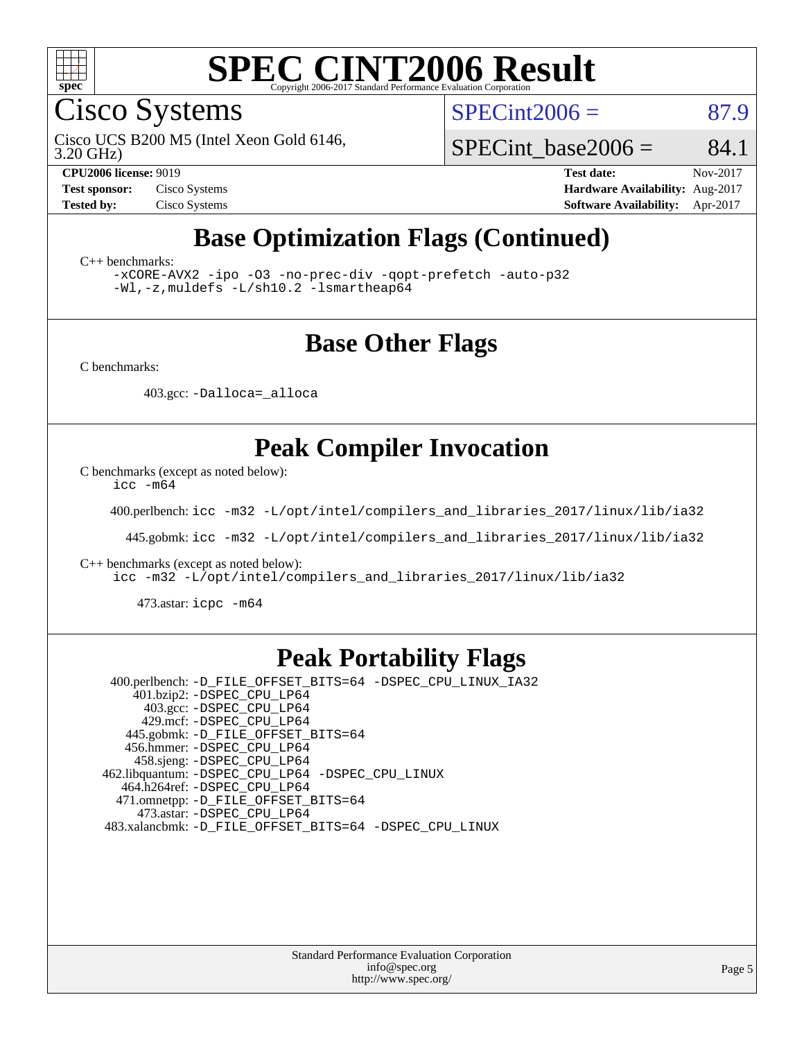# SPEC CINT2006 Result

Copyright 2006-2017 Standard Performance Evaluation Corporation

## Cisco Systems

Cisco UCS B200 M5 (Intel Xeon Gold 6146, 3.20 GHz)

SPECint2006 = 87.9

SPECint_base2006 = 84.1

| | | | |
|---|---|---|---|
| **CPU2006 license:** 9019 | | **Test date:** | Nov-2017 |
| **Test sponsor:** | Cisco Systems | **Hardware Availability:** | Aug-2017 |
| **Tested by:** | Cisco Systems | **Software Availability:** | Apr-2017 |

## Base Optimization Flags (Continued)

C++ benchmarks:

```
-xCORE-AVX2 -ipo -O3 -no-prec-div -qopt-prefetch -auto-p32
-Wl,-z,muldefs -L/sh10.2 -lsmartheap64
```

## Base Other Flags

C benchmarks:

403.gcc: `-Dalloca=_alloca`

## Peak Compiler Invocation

C benchmarks (except as noted below):

```
icc -m64
```

400.perlbench: `icc -m32 -L/opt/intel/compilers_and_libraries_2017/linux/lib/ia32`

445.gobmk: `icc -m32 -L/opt/intel/compilers_and_libraries_2017/linux/lib/ia32`

C++ benchmarks (except as noted below):

```
icc -m32 -L/opt/intel/compilers_and_libraries_2017/linux/lib/ia32
```

473.astar: `icpc -m64`

## Peak Portability Flags

400.perlbench: `-D_FILE_OFFSET_BITS=64 -DSPEC_CPU_LINUX_IA32`
401.bzip2: `-DSPEC_CPU_LP64`
403.gcc: `-DSPEC_CPU_LP64`
429.mcf: `-DSPEC_CPU_LP64`
445.gobmk: `-D_FILE_OFFSET_BITS=64`
456.hmmer: `-DSPEC_CPU_LP64`
458.sjeng: `-DSPEC_CPU_LP64`
462.libquantum: `-DSPEC_CPU_LP64 -DSPEC_CPU_LINUX`
464.h264ref: `-DSPEC_CPU_LP64`
471.omnetpp: `-D_FILE_OFFSET_BITS=64`
473.astar: `-DSPEC_CPU_LP64`
483.xalancbmk: `-D_FILE_OFFSET_BITS=64 -DSPEC_CPU_LINUX`

Standard Performance Evaluation Corporation
info@spec.org
http://www.spec.org/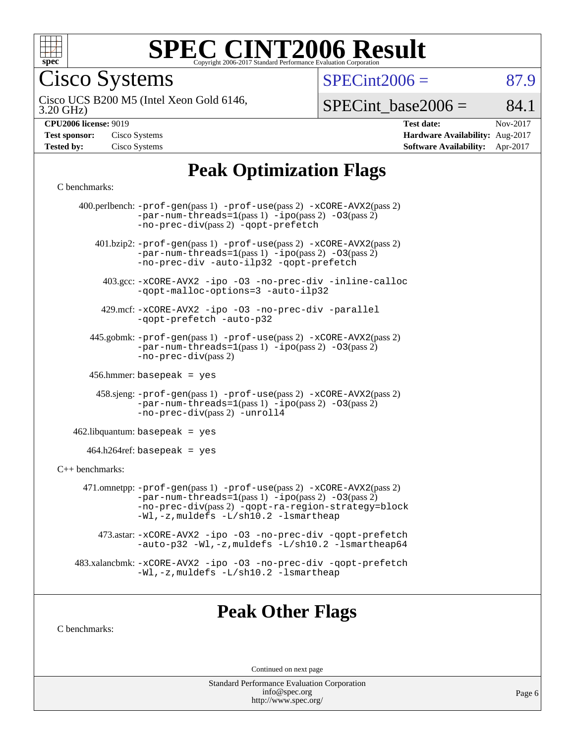# SPEC CINT2006 Result

Copyright 2006-2017 Standard Performance Evaluation Corporation

## Cisco Systems

Cisco UCS B200 M5 (Intel Xeon Gold 6146, 3.20 GHz)

SPECint2006 = 87.9

SPECint_base2006 = 84.1

| | | | |
|---|---|---|---|
| **CPU2006 license:** 9019 | | **Test date:** | Nov-2017 |
| **Test sponsor:** | Cisco Systems | **Hardware Availability:** | Aug-2017 |
| **Tested by:** | Cisco Systems | **Software Availability:** | Apr-2017 |

## Peak Optimization Flags

C benchmarks:

400.perlbench: -prof-gen(pass 1) -prof-use(pass 2) -xCORE-AVX2(pass 2) -par-num-threads=1(pass 1) -ipo(pass 2) -O3(pass 2) -no-prec-div(pass 2) -qopt-prefetch

401.bzip2: -prof-gen(pass 1) -prof-use(pass 2) -xCORE-AVX2(pass 2) -par-num-threads=1(pass 1) -ipo(pass 2) -O3(pass 2) -no-prec-div -auto-ilp32 -qopt-prefetch

403.gcc: -xCORE-AVX2 -ipo -O3 -no-prec-div -inline-calloc -qopt-malloc-options=3 -auto-ilp32

429.mcf: -xCORE-AVX2 -ipo -O3 -no-prec-div -parallel -qopt-prefetch -auto-p32

445.gobmk: -prof-gen(pass 1) -prof-use(pass 2) -xCORE-AVX2(pass 2) -par-num-threads=1(pass 1) -ipo(pass 2) -O3(pass 2) -no-prec-div(pass 2)

456.hmmer: basepeak = yes

458.sjeng: -prof-gen(pass 1) -prof-use(pass 2) -xCORE-AVX2(pass 2) -par-num-threads=1(pass 1) -ipo(pass 2) -O3(pass 2) -no-prec-div(pass 2) -unroll4

462.libquantum: basepeak = yes

464.h264ref: basepeak = yes

C++ benchmarks:

471.omnetpp: -prof-gen(pass 1) -prof-use(pass 2) -xCORE-AVX2(pass 2) -par-num-threads=1(pass 1) -ipo(pass 2) -O3(pass 2) -no-prec-div(pass 2) -qopt-ra-region-strategy=block -Wl,-z,muldefs -L/sh10.2 -lsmartheap

473.astar: -xCORE-AVX2 -ipo -O3 -no-prec-div -qopt-prefetch -auto-p32 -Wl,-z,muldefs -L/sh10.2 -lsmartheap64

483.xalancbmk: -xCORE-AVX2 -ipo -O3 -no-prec-div -qopt-prefetch -Wl,-z,muldefs -L/sh10.2 -lsmartheap

## Peak Other Flags

C benchmarks:

Continued on next page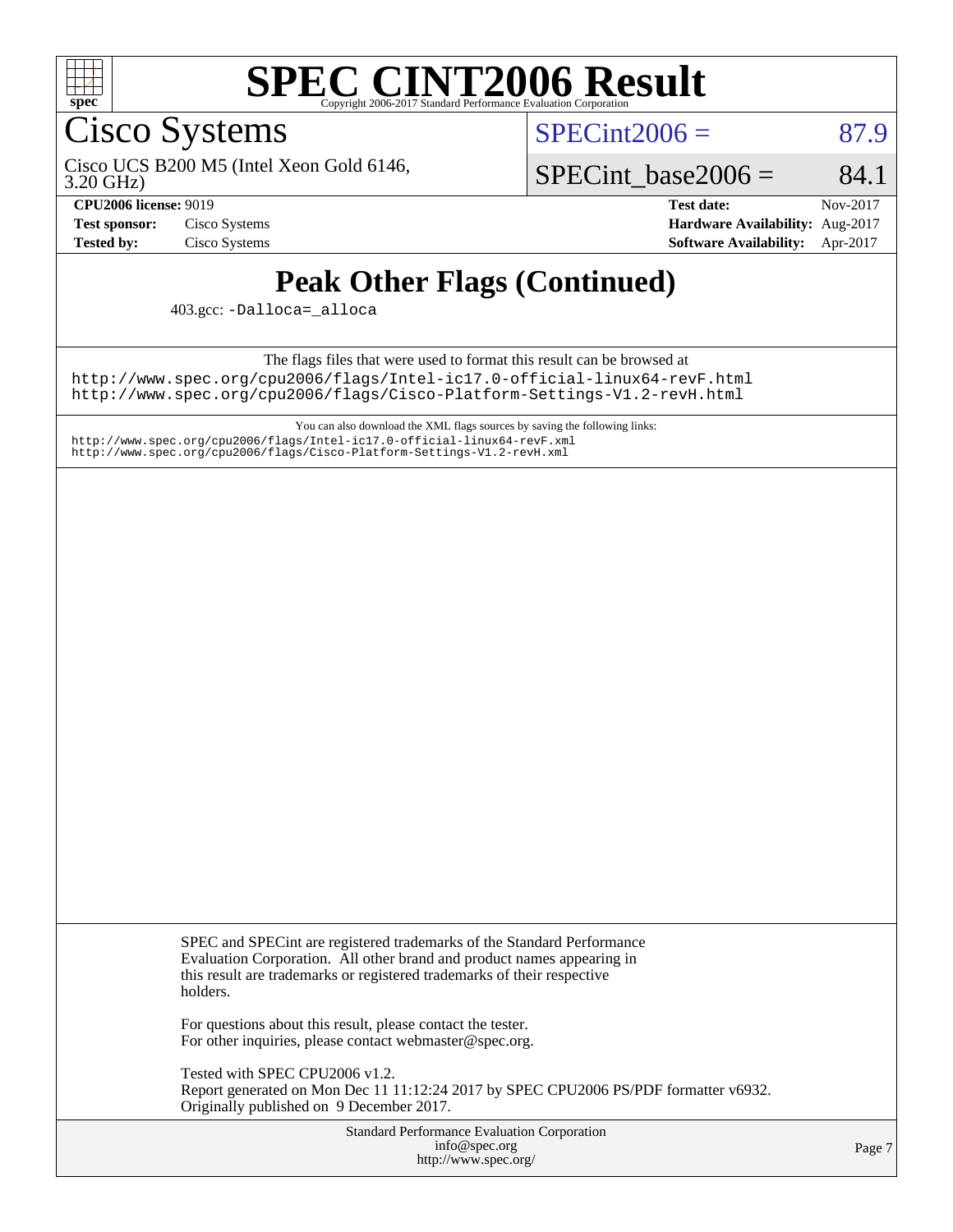# Peak Other Flags (Continued)

403.gcc: -Dalloca=_alloca

The flags files that were used to format this result can be browsed at
http://www.spec.org/cpu2006/flags/Intel-ic17.0-official-linux64-revF.html
http://www.spec.org/cpu2006/flags/Cisco-Platform-Settings-V1.2-revH.html

You can also download the XML flags sources by saving the following links:
http://www.spec.org/cpu2006/flags/Intel-ic17.0-official-linux64-revF.xml
http://www.spec.org/cpu2006/flags/Cisco-Platform-Settings-V1.2-revH.xml

SPEC and SPECint are registered trademarks of the Standard Performance Evaluation Corporation. All other brand and product names appearing in this result are trademarks or registered trademarks of their respective holders.

For questions about this result, please contact the tester.
For other inquiries, please contact webmaster@spec.org.

Tested with SPEC CPU2006 v1.2.
Report generated on Mon Dec 11 11:12:24 2017 by SPEC CPU2006 PS/PDF formatter v6932.
Originally published on 9 December 2017.